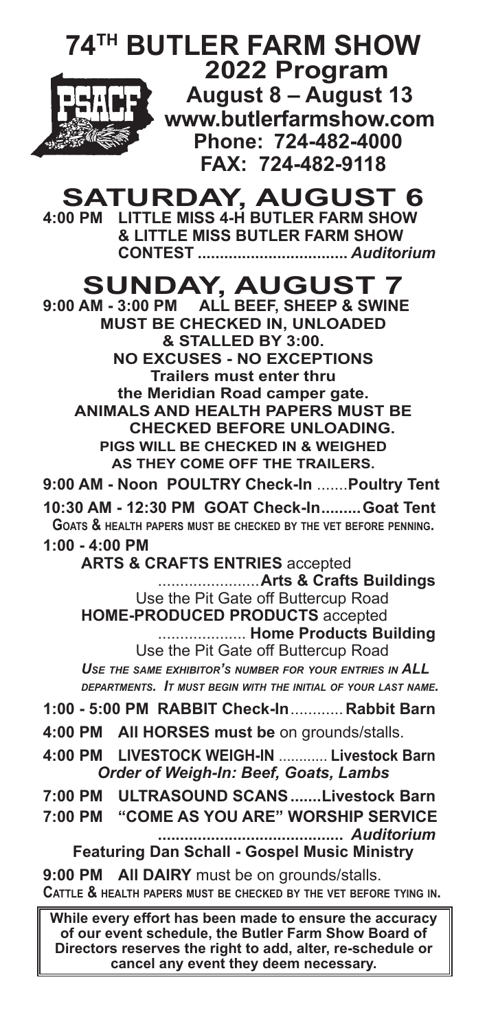# 74TH BUTLER FARM SHOW

**2022 Program**
**August 8 – August 13**
**www.butlerfarmshow.com**
**Phone: 724-482-4000**
**FAX: 724-482-9118**

## SATURDAY, AUGUST 6

**4:00 PM LITTLE MISS 4-H BUTLER FARM SHOW & LITTLE MISS BUTLER FARM SHOW CONTEST** .................................. ***Auditorium***

## SUNDAY, AUGUST 7

**9:00 AM - 3:00 PM ALL BEEF, SHEEP & SWINE MUST BE CHECKED IN, UNLOADED & STALLED BY 3:00.**
**NO EXCUSES - NO EXCEPTIONS**
**Trailers must enter thru the Meridian Road camper gate.**
**ANIMALS AND HEALTH PAPERS MUST BE CHECKED BEFORE UNLOADING.**
**PIGS WILL BE CHECKED IN & WEIGHED AS THEY COME OFF THE TRAILERS.**

**9:00 AM - Noon POULTRY Check-In** .......**Poultry Tent**

**10:30 AM - 12:30 PM GOAT Check-In.........Goat Tent**
**GOATS & HEALTH PAPERS MUST BE CHECKED BY THE VET BEFORE PENNING.**

**1:00 - 4:00 PM**
**ARTS & CRAFTS ENTRIES** accepted .......................**Arts & Crafts Buildings**
Use the Pit Gate off Buttercup Road
**HOME-PRODUCED PRODUCTS** accepted .................... **Home Products Building**
Use the Pit Gate off Buttercup Road
*USE THE SAME EXHIBITOR'S NUMBER FOR YOUR ENTRIES IN ALL DEPARTMENTS. IT MUST BEGIN WITH THE INITIAL OF YOUR LAST NAME.*

**1:00 - 5:00 PM RABBIT Check-In**............ **Rabbit Barn**

**4:00 PM All HORSES must be** on grounds/stalls.

**4:00 PM LIVESTOCK WEIGH-IN** ............ **Livestock Barn**
***Order of Weigh-In: Beef, Goats, Lambs***

**7:00 PM ULTRASOUND SCANS.......Livestock Barn**

**7:00 PM "COME AS YOU ARE" WORSHIP SERVICE** .......................................... ***Auditorium***
**Featuring Dan Schall - Gospel Music Ministry**

**9:00 PM All DAIRY** must be on grounds/stalls.
**CATTLE & HEALTH PAPERS MUST BE CHECKED BY THE VET BEFORE TYING IN.**

**While every effort has been made to ensure the accuracy of our event schedule, the Butler Farm Show Board of Directors reserves the right to add, alter, re-schedule or cancel any event they deem necessary.**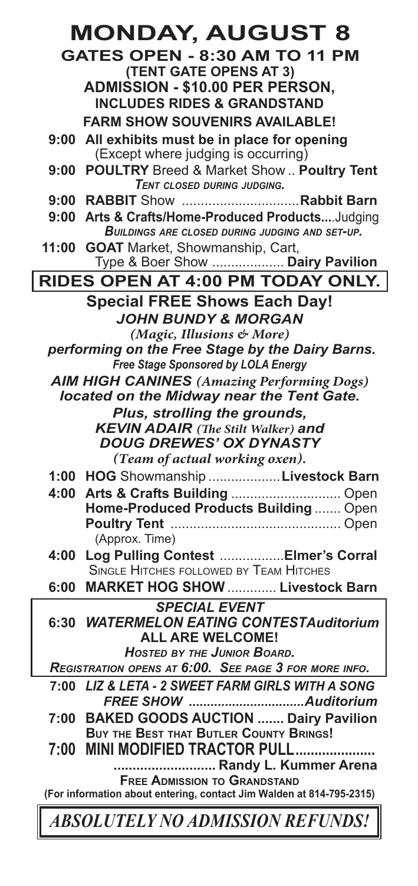# MONDAY, AUGUST 8

**GATES OPEN - 8:30 AM TO 11 PM**
**(TENT GATE OPENS AT 3)**
**ADMISSION - $10.00 PER PERSON, INCLUDES RIDES & GRANDSTAND**
**FARM SHOW SOUVENIRS AVAILABLE!**

**9:00 All exhibits must be in place for opening**
(Except where judging is occurring)

**9:00 POULTRY** Breed & Market Show .. **Poultry Tent**
*TENT CLOSED DURING JUDGING.*

**9:00 RABBIT** Show ............................... **Rabbit Barn**

**9:00 Arts & Crafts/Home-Produced Products....**Judging
*BUILDINGS ARE CLOSED DURING JUDGING AND SET-UP.*

**11:00 GOAT** Market, Showmanship, Cart, Type & Boer Show ................... **Dairy Pavilion**

**RIDES OPEN AT 4:00 PM TODAY ONLY.**

**Special FREE Shows Each Day!**

***JOHN BUNDY & MORGAN***
*(Magic, Illusions & More)*
***performing on the Free Stage by the Dairy Barns.***
***Free Stage Sponsored by LOLA Energy***

***AIM HIGH CANINES** (Amazing Performing Dogs)*
***located on the Midway near the Tent Gate.***

***Plus, strolling the grounds,***
***KEVIN ADAIR** (The Stilt Walker) **and***
***DOUG DREWES' OX DYNASTY***
*(Team of actual working oxen).*

**1:00 HOG** Showmanship ................... **Livestock Barn**

**4:00 Arts & Crafts Building** ............................. Open
**Home-Produced Products Building** ....... Open
**Poultry Tent** ............................................. Open
(Approx. Time)

**4:00 Log Pulling Contest** ................. **Elmer's Corral**
SINGLE HITCHES FOLLOWED BY TEAM HITCHES

**6:00 MARKET HOG SHOW** ............. **Livestock Barn**

***SPECIAL EVENT***
**6:30 *WATERMELON EATING CONTEST* *Auditorium***
**ALL ARE WELCOME!**
*HOSTED BY THE JUNIOR BOARD.*
*REGISTRATION OPENS AT 6:00. SEE PAGE 3 FOR MORE INFO.*

**7:00 *LIZ & LETA - 2 SWEET FARM GIRLS WITH A SONG FREE SHOW* ................................*Auditorium***

**7:00 BAKED GOODS AUCTION** ....... **Dairy Pavilion**
**BUY THE BEST THAT BUTLER COUNTY BRINGS!**

**7:00 MINI MODIFIED TRACTOR PULL.....................**
**........................... Randy L. Kummer Arena**
**FREE ADMISSION TO GRANDSTAND**
**(For information about entering, contact Jim Walden at 814-795-2315)**

***ABSOLUTELY NO ADMISSION REFUNDS!***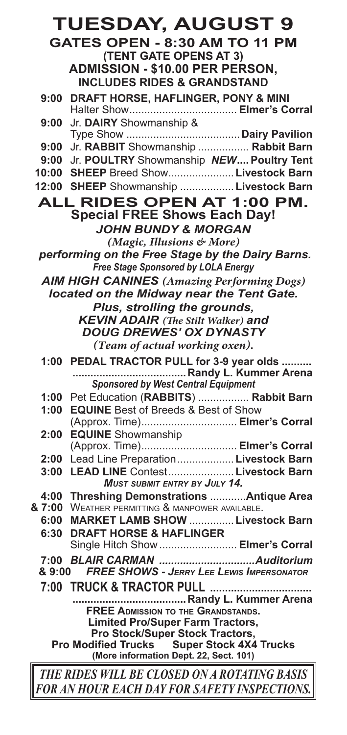# TUESDAY, AUGUST 9

## GATES OPEN - 8:30 AM TO 11 PM

**(TENT GATE OPENS AT 3)**

**ADMISSION - $10.00 PER PERSON, INCLUDES RIDES & GRANDSTAND**

- **9:00** **DRAFT HORSE, HAFLINGER, PONY & MINI** Halter Show.................................... **Elmer's Corral**
- **9:00** Jr. **DAIRY** Showmanship & Type Show ...................................... **Dairy Pavilion**
- **9:00** Jr. **RABBIT** Showmanship ................. **Rabbit Barn**
- **9:00** Jr. **POULTRY** Showmanship ***NEW***.... **Poultry Tent**
- **10:00** **SHEEP** Breed Show...................... **Livestock Barn**
- **12:00** **SHEEP** Showmanship .................. **Livestock Barn**

## ALL RIDES OPEN AT 1:00 PM.

### Special FREE Shows Each Day!

***JOHN BUNDY & MORGAN***

*(Magic, Illusions & More)*

***performing on the Free Stage by the Dairy Barns.***

***Free Stage Sponsored by LOLA Energy***

***AIM HIGH CANINES** (Amazing Performing Dogs)*

***located on the Midway near the Tent Gate.***

***Plus, strolling the grounds,***

***KEVIN ADAIR** (The Stilt Walker) **and***

***DOUG DREWES' OX DYNASTY***

*(Team of actual working oxen).*

- **1:00** **PEDAL TRACTOR PULL for 3-9 year olds ................................................ Randy L. Kummer Arena**
  *Sponsored by West Central Equipment*
- **1:00** Pet Education (**RABBITS**) ................. **Rabbit Barn**
- **1:00** **EQUINE** Best of Breeds & Best of Show (Approx. Time)................................ **Elmer's Corral**
- **2:00** **EQUINE** Showmanship (Approx. Time)................................ **Elmer's Corral**
- **2:00** Lead Line Preparation................... **Livestock Barn**
- **3:00** **LEAD LINE** Contest...................... **Livestock Barn**
  *MUST SUBMIT ENTRY BY JULY 14.*
- **4:00 & 7:00** **Threshing Demonstrations** ............**Antique Area**
  WEATHER PERMITTING & MANPOWER AVAILABLE.
- **6:00** **MARKET LAMB SHOW** ............... **Livestock Barn**
- **6:30** **DRAFT HORSE & HAFLINGER** Single Hitch Show .......................... **Elmer's Corral**
- **7:00 & 9:00** ***BLAIR CARMAN*** ................................***Auditorium***
  ***FREE SHOWS - JERRY LEE LEWIS IMPERSONATOR***
- **7:00** **TRUCK & TRACTOR PULL ...................................................................... Randy L. Kummer Arena**

**FREE ADMISSION TO THE GRANDSTANDS.**

**Limited Pro/Super Farm Tractors,**

**Pro Stock/Super Stock Tractors,**

**Pro Modified Trucks Super Stock 4X4 Trucks**

**(More information Dept. 22, Sect. 101)**

***THE RIDES WILL BE CLOSED ON A ROTATING BASIS FOR AN HOUR EACH DAY FOR SAFETY INSPECTIONS.***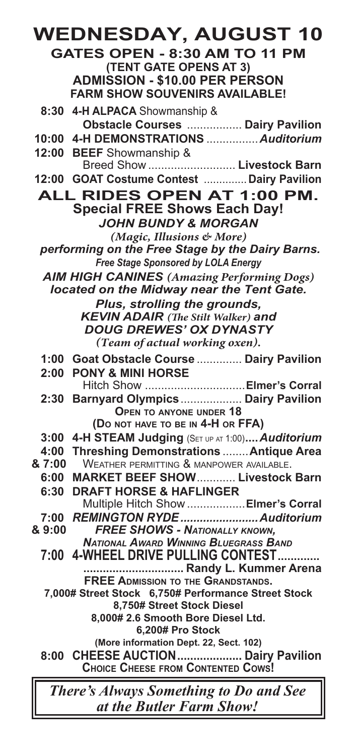# WEDNESDAY, AUGUST 10

**GATES OPEN - 8:30 AM TO 11 PM**
**(TENT GATE OPENS AT 3)**
**ADMISSION - $10.00 PER PERSON**
**FARM SHOW SOUVENIRS AVAILABLE!**

- **8:30** **4-H ALPACA** Showmanship & **Obstacle Courses** ................. **Dairy Pavilion**
- **10:00** **4-H DEMONSTRATIONS** ................ ***Auditorium***
- **12:00** **BEEF** Showmanship & Breed Show ........................... **Livestock Barn**
- **12:00** **GOAT Costume Contest** ............. **Dairy Pavilion**

## ALL RIDES OPEN AT 1:00 PM.

**Special FREE Shows Each Day!**

***JOHN BUNDY & MORGAN***
*(Magic, Illusions & More)*
***performing on the Free Stage by the Dairy Barns.***
***Free Stage Sponsored by LOLA Energy***

***AIM HIGH CANINES** (Amazing Performing Dogs)*
***located on the Midway near the Tent Gate.***

***Plus, strolling the grounds,***
***KEVIN ADAIR** (The Stilt Walker) **and***
***DOUG DREWES' OX DYNASTY***
*(Team of actual working oxen).*

- **1:00** **Goat Obstacle Course** .............. **Dairy Pavilion**
- **2:00** **PONY & MINI HORSE** Hitch Show ...............................**Elmer's Corral**
- **2:30** **Barnyard Olympics** ................... **Dairy Pavilion**
  **OPEN TO ANYONE UNDER 18**
  **(DO NOT HAVE TO BE IN 4-H OR FFA)**
- **3:00** **4-H STEAM Judging** (SET UP AT 1:00)**....*Auditorium***
- **4:00 & 7:00** **Threshing Demonstrations** ........**Antique Area**
  WEATHER PERMITTING & MANPOWER AVAILABLE.
- **6:00** **MARKET BEEF SHOW**............ **Livestock Barn**
- **6:30** **DRAFT HORSE & HAFLINGER** Multiple Hitch Show ..................**Elmer's Corral**
- **7:00 & 9:00** ***REMINGTON RYDE........................Auditorium***
  ***FREE SHOWS - NATIONALLY KNOWN,***
  ***NATIONAL AWARD WINNING BLUEGRASS BAND***
- **7:00** **4-WHEEL DRIVE PULLING CONTEST.............** **............................. Randy L. Kummer Arena**
  **FREE ADMISSION TO THE GRANDSTANDS.**
  **7,000# Street Stock 6,750# Performance Street Stock**
  **8,750# Street Stock Diesel**
  **8,000# 2.6 Smooth Bore Diesel Ltd.**
  **6,200# Pro Stock**
  **(More information Dept. 22, Sect. 102)**
- **8:00** **CHEESE AUCTION.................... Dairy Pavilion**
  **CHOICE CHEESE FROM CONTENTED COWS!**

***There's Always Something to Do and See at the Butler Farm Show!***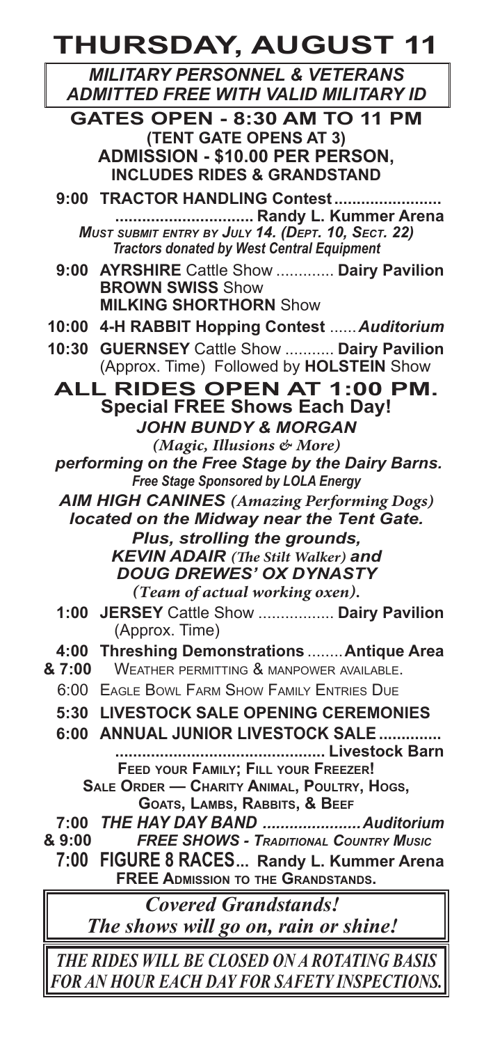# THURSDAY, AUGUST 11

***MILITARY PERSONNEL & VETERANS ADMITTED FREE WITH VALID MILITARY ID***

**GATES OPEN - 8:30 AM TO 11 PM**
**(TENT GATE OPENS AT 3)**
**ADMISSION - $10.00 PER PERSON, INCLUDES RIDES & GRANDSTAND**

**9:00 TRACTOR HANDLING Contest ........................................................ Randy L. Kummer Arena**
*Must submit entry by July 14. (Dept. 10, Sect. 22)*
*Tractors donated by West Central Equipment*

**9:00 AYRSHIRE** Cattle Show ............. **Dairy Pavilion**
**BROWN SWISS** Show
**MILKING SHORTHORN** Show

**10:00 4-H RABBIT Hopping Contest** ...... ***Auditorium***

**10:30 GUERNSEY** Cattle Show ........... **Dairy Pavilion**
(Approx. Time) Followed by **HOLSTEIN** Show

## ALL RIDES OPEN AT 1:00 PM.

**Special FREE Shows Each Day!**

***JOHN BUNDY & MORGAN***
*(Magic, Illusions & More)*
***performing on the Free Stage by the Dairy Barns.***
***Free Stage Sponsored by LOLA Energy***

***AIM HIGH CANINES** (Amazing Performing Dogs)*
***located on the Midway near the Tent Gate.***
***Plus, strolling the grounds,***
***KEVIN ADAIR** (The Stilt Walker) **and***
***DOUG DREWES' OX DYNASTY***
*(Team of actual working oxen).*

**1:00 JERSEY** Cattle Show ................. **Dairy Pavilion**
(Approx. Time)

**4:00 & 7:00 Threshing Demonstrations** ........ **Antique Area**
Weather permitting & manpower available.

6:00 Eagle Bowl Farm Show Family Entries Due

**5:30 LIVESTOCK SALE OPENING CEREMONIES**

**6:00 ANNUAL JUNIOR LIVESTOCK SALE ........................................................... Livestock Barn**
**Feed your Family; Fill your Freezer!**
**Sale Order — Charity Animal, Poultry, Hogs, Goats, Lambs, Rabbits, & Beef**

**7:00 & 9:00** ***THE HAY DAY BAND ..................... Auditorium***
***FREE SHOWS - Traditional Country Music***

**7:00 FIGURE 8 RACES... Randy L. Kummer Arena**
**FREE Admission to the Grandstands.**

***Covered Grandstands!***
***The shows will go on, rain or shine!***

***THE RIDES WILL BE CLOSED ON A ROTATING BASIS FOR AN HOUR EACH DAY FOR SAFETY INSPECTIONS.***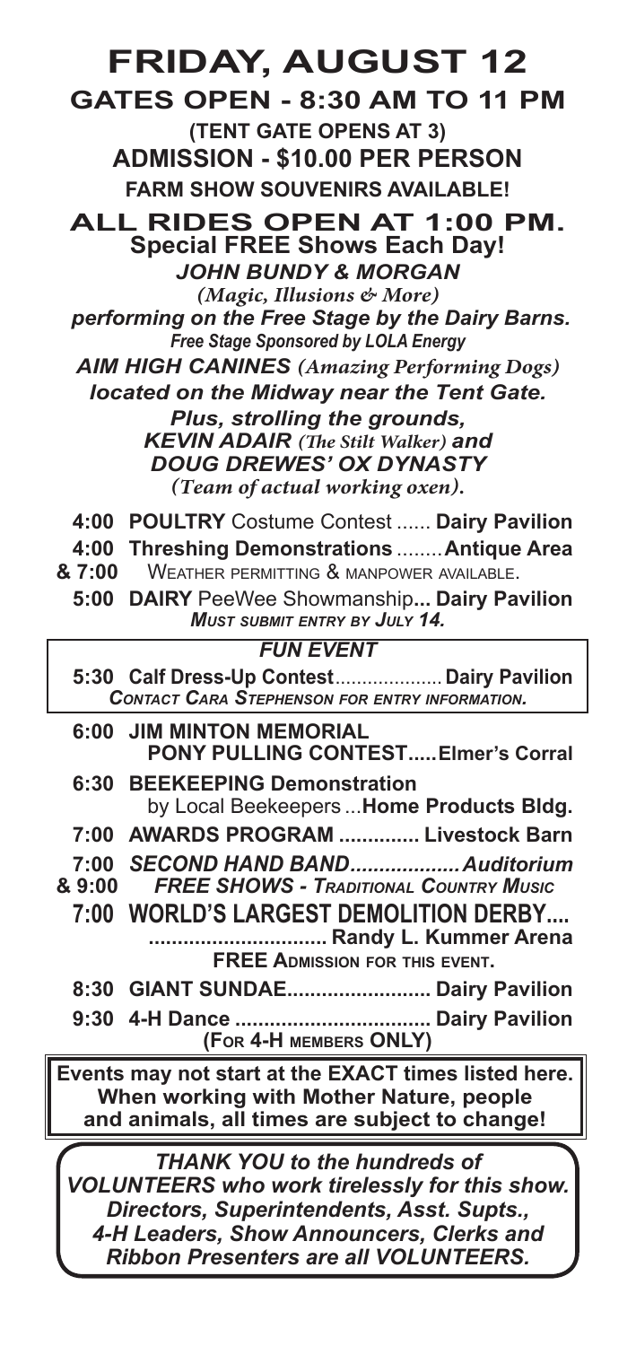# FRIDAY, AUGUST 12

## GATES OPEN - 8:30 AM TO 11 PM

**(TENT GATE OPENS AT 3)**

**ADMISSION - $10.00 PER PERSON**

**FARM SHOW SOUVENIRS AVAILABLE!**

## ALL RIDES OPEN AT 1:00 PM.

**Special FREE Shows Each Day!**

***JOHN BUNDY & MORGAN***

*(Magic, Illusions & More)*

***performing on the Free Stage by the Dairy Barns.***

***Free Stage Sponsored by LOLA Energy***

***AIM HIGH CANINES** (Amazing Performing Dogs)*

***located on the Midway near the Tent Gate.***

***Plus, strolling the grounds,***

***KEVIN ADAIR** (The Stilt Walker) **and***

***DOUG DREWES' OX DYNASTY***

*(Team of actual working oxen).*

**4:00 POULTRY** Costume Contest ...... **Dairy Pavilion**

**4:00 & 7:00 Threshing Demonstrations** ........ **Antique Area**
WEATHER PERMITTING & MANPOWER AVAILABLE.

**5:00 DAIRY** PeeWee Showmanship**... Dairy Pavilion**
***MUST SUBMIT ENTRY BY JULY 14.***

***FUN EVENT***

**5:30 Calf Dress-Up Contest**.................... **Dairy Pavilion**
***CONTACT CARA STEPHENSON FOR ENTRY INFORMATION.***

**6:00 JIM MINTON MEMORIAL PONY PULLING CONTEST.....Elmer's Corral**

**6:30 BEEKEEPING Demonstration** by Local Beekeepers ...**Home Products Bldg.**

**7:00 AWARDS PROGRAM .............. Livestock Barn**

**7:00 & 9:00** ***SECOND HAND BAND...................Auditorium***
***FREE SHOWS - TRADITIONAL COUNTRY MUSIC***

**7:00 WORLD'S LARGEST DEMOLITION DERBY.... ............................... Randy L. Kummer Arena**
**FREE ADMISSION FOR THIS EVENT.**

**8:30 GIANT SUNDAE......................... Dairy Pavilion**

**9:30 4-H Dance .................................. Dairy Pavilion**
**(FOR 4-H MEMBERS ONLY)**

**Events may not start at the EXACT times listed here. When working with Mother Nature, people and animals, all times are subject to change!**

***THANK YOU to the hundreds of VOLUNTEERS who work tirelessly for this show. Directors, Superintendents, Asst. Supts., 4-H Leaders, Show Announcers, Clerks and Ribbon Presenters are all VOLUNTEERS.***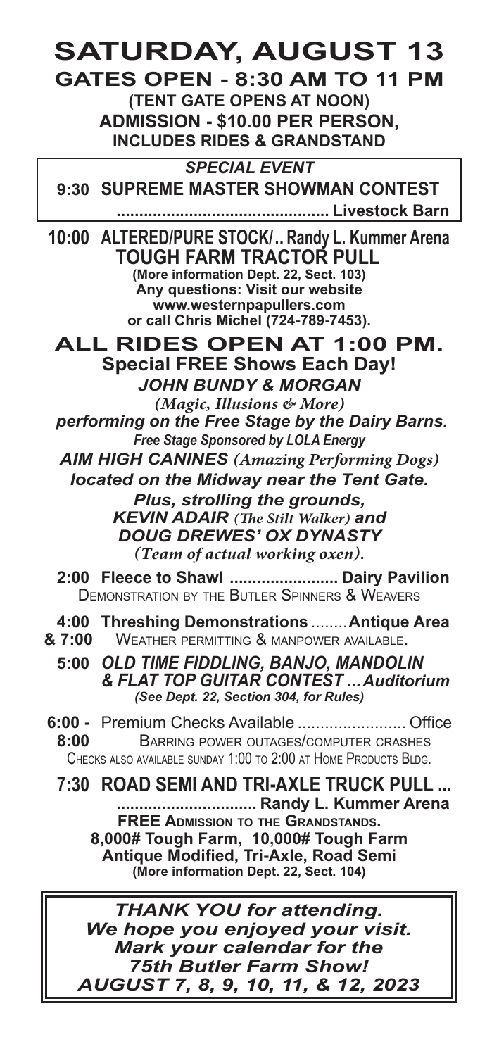# SATURDAY, AUGUST 13

## GATES OPEN - 8:30 AM TO 11 PM

**(TENT GATE OPENS AT NOON)**
**ADMISSION - $10.00 PER PERSON, INCLUDES RIDES & GRANDSTAND**

***SPECIAL EVENT***

**9:30 SUPREME MASTER SHOWMAN CONTEST ............................................... Livestock Barn**

**10:00 ALTERED/PURE STOCK/ .. Randy L. Kummer Arena**
**TOUGH FARM TRACTOR PULL**
**(More information Dept. 22, Sect. 103)**
**Any questions: Visit our website www.westernpapullers.com or call Chris Michel (724-789-7453).**

## ALL RIDES OPEN AT 1:00 PM.

**Special FREE Shows Each Day!**

***JOHN BUNDY & MORGAN***
*(Magic, Illusions & More)*
***performing on the Free Stage by the Dairy Barns.***
***Free Stage Sponsored by LOLA Energy***

***AIM HIGH CANINES** (Amazing Performing Dogs)*
***located on the Midway near the Tent Gate.***

***Plus, strolling the grounds,***
***KEVIN ADAIR** (The Stilt Walker) **and***
***DOUG DREWES' OX DYNASTY***
*(Team of actual working oxen).*

**2:00 Fleece to Shawl ........................ Dairy Pavilion**
Demonstration by the Butler Spinners & Weavers

**4:00 & 7:00 Threshing Demonstrations ........ Antique Area**
Weather permitting & manpower available.

**5:00 *OLD TIME FIDDLING, BANJO, MANDOLIN & FLAT TOP GUITAR CONTEST ... Auditorium***
***(See Dept. 22, Section 304, for Rules)***

**6:00 - 8:00** Premium Checks Available ........................ Office
Barring power outages/computer crashes
Checks also available Sunday 1:00 to 2:00 at Home Products Bldg.

**7:30 ROAD SEMI AND TRI-AXLE TRUCK PULL ... ............................... Randy L. Kummer Arena**
**FREE Admission to the Grandstands.**
**8,000# Tough Farm, 10,000# Tough Farm Antique Modified, Tri-Axle, Road Semi**
**(More information Dept. 22, Sect. 104)**

***THANK YOU for attending.***
***We hope you enjoyed your visit.***
***Mark your calendar for the 75th Butler Farm Show!***
***AUGUST 7, 8, 9, 10, 11, & 12, 2023***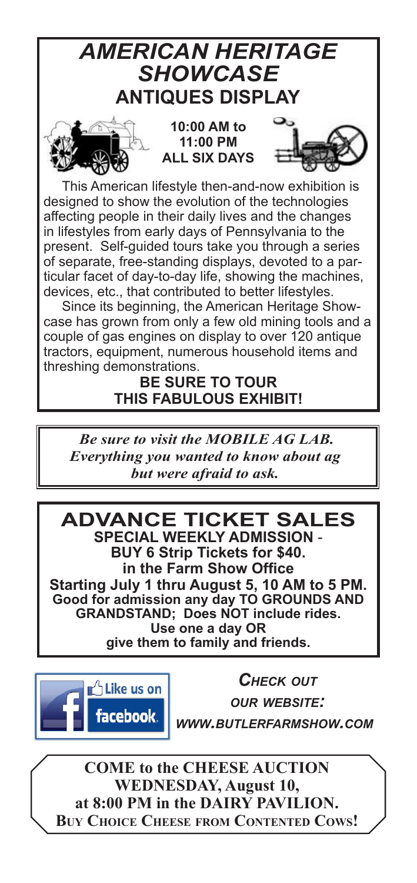# *AMERICAN HERITAGE SHOWCASE*

## ANTIQUES DISPLAY

**10:00 AM to 11:00 PM ALL SIX DAYS**

This American lifestyle then-and-now exhibition is designed to show the evolution of the technologies affecting people in their daily lives and the changes in lifestyles from early days of Pennsylvania to the present. Self-guided tours take you through a series of separate, free-standing displays, devoted to a particular facet of day-to-day life, showing the machines, devices, etc., that contributed to better lifestyles.

Since its beginning, the American Heritage Showcase has grown from only a few old mining tools and a couple of gas engines on display to over 120 antique tractors, equipment, numerous household items and threshing demonstrations.

**BE SURE TO TOUR THIS FABULOUS EXHIBIT!**

---

***Be sure to visit the MOBILE AG LAB. Everything you wanted to know about ag but were afraid to ask.***

---

## ADVANCE TICKET SALES

**SPECIAL WEEKLY ADMISSION - BUY 6 Strip Tickets for $40. in the Farm Show Office**

**Starting July 1 thru August 5, 10 AM to 5 PM.**

**Good for admission any day TO GROUNDS AND GRANDSTAND; Does NOT include rides.**

**Use one a day OR give them to family and friends.**

---

Like us on facebook.

***CHECK OUT OUR WEBSITE: WWW.BUTLERFARMSHOW.COM***

---

**COME to the CHEESE AUCTION WEDNESDAY, August 10, at 8:00 PM in the DAIRY PAVILION.**

**BUY CHOICE CHEESE FROM CONTENTED COWS!**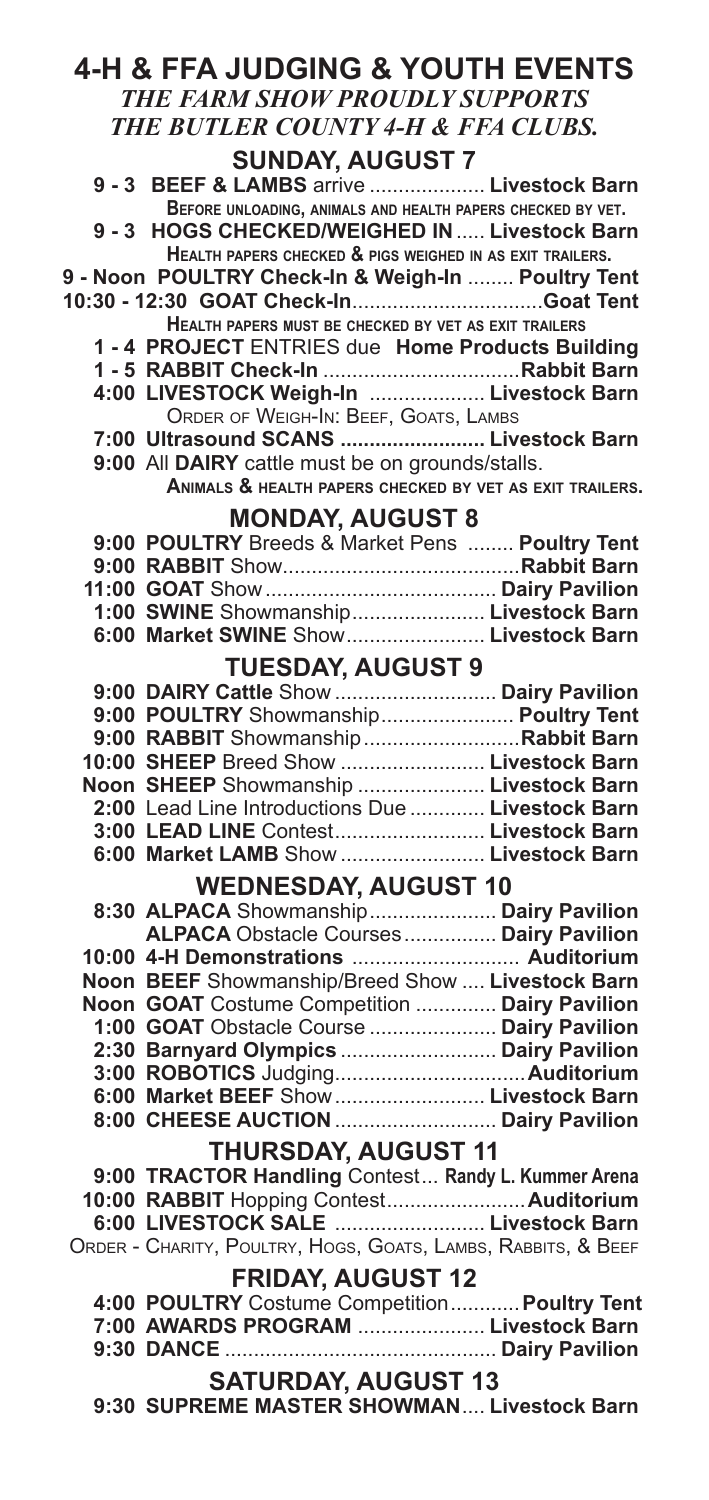# 4-H & FFA JUDGING & YOUTH EVENTS

***THE FARM SHOW PROUDLY SUPPORTS THE BUTLER COUNTY 4-H & FFA CLUBS.***

## SUNDAY, AUGUST 7

- **9 - 3 BEEF & LAMBS** arrive .................... **Livestock Barn**
  BEFORE UNLOADING, ANIMALS AND HEALTH PAPERS CHECKED BY VET.
- **9 - 3 HOGS CHECKED/WEIGHED IN** ..... **Livestock Barn**
  HEALTH PAPERS CHECKED & PIGS WEIGHED IN AS EXIT TRAILERS.
- **9 - Noon POULTRY Check-In & Weigh-In** ........ **Poultry Tent**
- **10:30 - 12:30 GOAT Check-In**................................**Goat Tent**
  HEALTH PAPERS MUST BE CHECKED BY VET AS EXIT TRAILERS
- **1 - 4 PROJECT** ENTRIES due **Home Products Building**
- **1 - 5 RABBIT Check-In** ..................................**Rabbit Barn**
- **4:00 LIVESTOCK Weigh-In** .................... **Livestock Barn**
  ORDER OF WEIGH-IN: BEEF, GOATS, LAMBS
- **7:00 Ultrasound SCANS** ......................... **Livestock Barn**
- **9:00** All **DAIRY** cattle must be on grounds/stalls.
  **ANIMALS & HEALTH PAPERS CHECKED BY VET AS EXIT TRAILERS.**

## MONDAY, AUGUST 8

- **9:00 POULTRY** Breeds & Market Pens ........ **Poultry Tent**
- **9:00 RABBIT** Show.........................................**Rabbit Barn**
- **11:00 GOAT** Show ........................................ **Dairy Pavilion**
- **1:00 SWINE** Showmanship....................... **Livestock Barn**
- **6:00 Market SWINE** Show........................ **Livestock Barn**

## TUESDAY, AUGUST 9

- **9:00 DAIRY Cattle** Show ............................ **Dairy Pavilion**
- **9:00 POULTRY** Showmanship....................... **Poultry Tent**
- **9:00 RABBIT** Showmanship...........................**Rabbit Barn**
- **10:00 SHEEP** Breed Show ......................... **Livestock Barn**
- **Noon SHEEP** Showmanship ...................... **Livestock Barn**
- **2:00** Lead Line Introductions Due ............. **Livestock Barn**
- **3:00 LEAD LINE** Contest.......................... **Livestock Barn**
- **6:00 Market LAMB** Show ......................... **Livestock Barn**

## WEDNESDAY, AUGUST 10

- **8:30 ALPACA** Showmanship...................... **Dairy Pavilion**
  **ALPACA** Obstacle Courses................ **Dairy Pavilion**
- **10:00 4-H Demonstrations** ............................ **Auditorium**
- **Noon BEEF** Showmanship/Breed Show .... **Livestock Barn**
- **Noon GOAT** Costume Competition .............. **Dairy Pavilion**
- **1:00 GOAT** Obstacle Course ...................... **Dairy Pavilion**
- **2:30 Barnyard Olympics** ........................... **Dairy Pavilion**
- **3:00 ROBOTICS** Judging.................................**Auditorium**
- **6:00 Market BEEF** Show .......................... **Livestock Barn**
- **8:00 CHEESE AUCTION** ............................ **Dairy Pavilion**

## THURSDAY, AUGUST 11

- **9:00 TRACTOR Handling** Contest... **Randy L. Kummer Arena**
- **10:00 RABBIT** Hopping Contest........................**Auditorium**
- **6:00 LIVESTOCK SALE** .......................... **Livestock Barn**
  ORDER - CHARITY, POULTRY, HOGS, GOATS, LAMBS, RABBITS, & BEEF

## FRIDAY, AUGUST 12

- **4:00 POULTRY** Costume Competition............**Poultry Tent**
- **7:00 AWARDS PROGRAM** ...................... **Livestock Barn**
- **9:30 DANCE** ............................................... **Dairy Pavilion**

## SATURDAY, AUGUST 13

- **9:30 SUPREME MASTER SHOWMAN**.... **Livestock Barn**